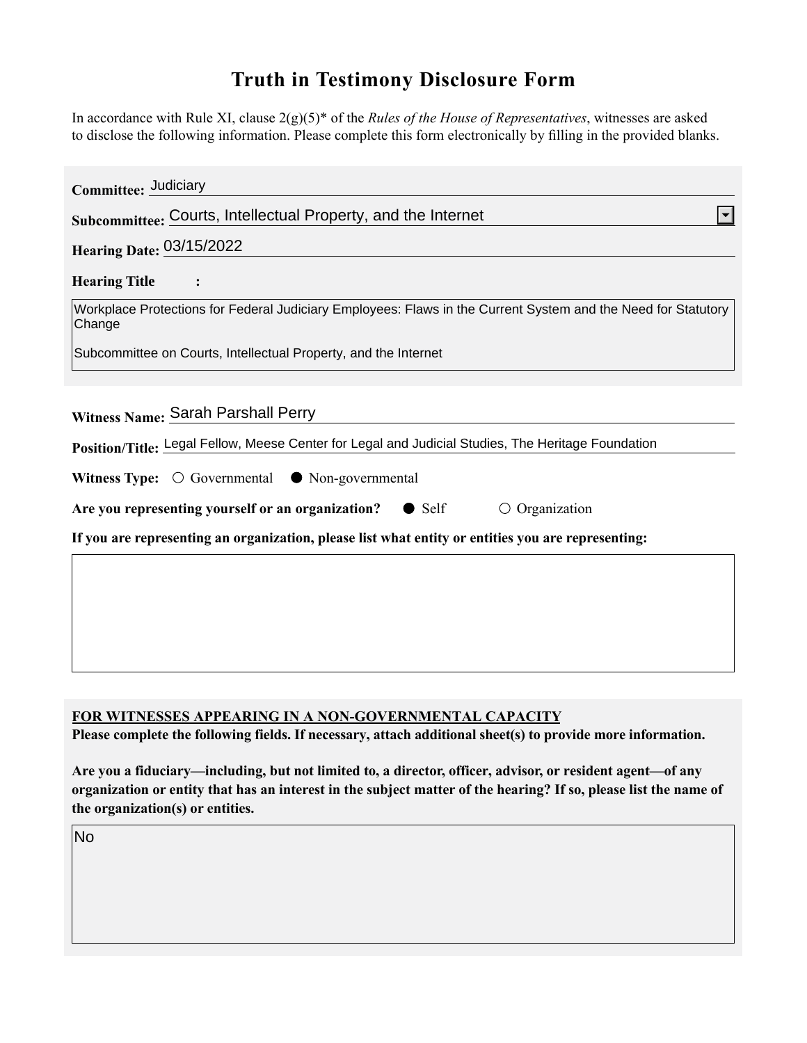# Truth in Testimony Disclosure Form

In accordance with Rule XI, clause 2(g)(5)* of the *Rules of the House of Representatives*, witnesses are asked to disclose the following information. Please complete this form electronically by filling in the provided blanks.

**Committee:** Judiciary

**Subcommittee:** Courts, Intellectual Property, and the Internet

**Hearing Date:** 03/15/2022

**Hearing Title:**

Workplace Protections for Federal Judiciary Employees: Flaws in the Current System and the Need for Statutory Change

Subcommittee on Courts, Intellectual Property, and the Internet

**Witness Name:** Sarah Parshall Perry

**Position/Title:** Legal Fellow, Meese Center for Legal and Judicial Studies, The Heritage Foundation

**Witness Type:** ○ Governmental ● Non-governmental

**Are you representing yourself or an organization?** ● Self ○ Organization

**If you are representing an organization, please list what entity or entities you are representing:**

**FOR WITNESSES APPEARING IN A NON-GOVERNMENTAL CAPACITY**

**Please complete the following fields. If necessary, attach additional sheet(s) to provide more information.**

**Are you a fiduciary—including, but not limited to, a director, officer, advisor, or resident agent—of any organization or entity that has an interest in the subject matter of the hearing? If so, please list the name of the organization(s) or entities.**

No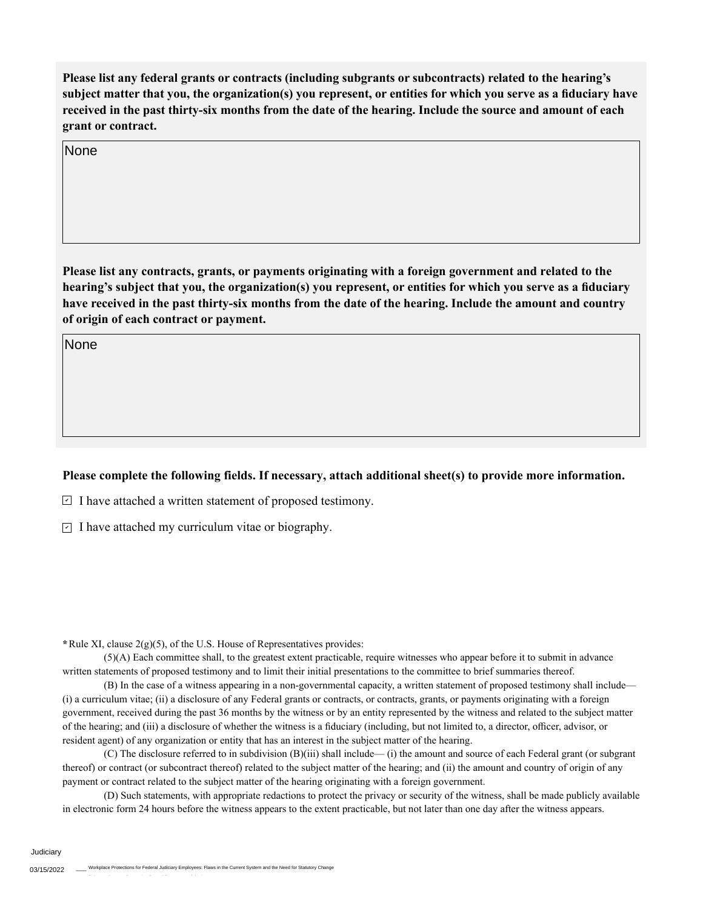**Please list any federal grants or contracts (including subgrants or subcontracts) related to the hearing's subject matter that you, the organization(s) you represent, or entities for which you serve as a fiduciary have received in the past thirty-six months from the date of the hearing. Include the source and amount of each grant or contract.**

None

**Please list any contracts, grants, or payments originating with a foreign government and related to the hearing's subject that you, the organization(s) you represent, or entities for which you serve as a fiduciary have received in the past thirty-six months from the date of the hearing. Include the amount and country of origin of each contract or payment.**

None

**Please complete the following fields. If necessary, attach additional sheet(s) to provide more information.**

☑ I have attached a written statement of proposed testimony.

☑ I have attached my curriculum vitae or biography.

**\***Rule XI, clause 2(g)(5), of the U.S. House of Representatives provides:

(5)(A) Each committee shall, to the greatest extent practicable, require witnesses who appear before it to submit in advance written statements of proposed testimony and to limit their initial presentations to the committee to brief summaries thereof.

(B) In the case of a witness appearing in a non-governmental capacity, a written statement of proposed testimony shall include— (i) a curriculum vitae; (ii) a disclosure of any Federal grants or contracts, or contracts, grants, or payments originating with a foreign government, received during the past 36 months by the witness or by an entity represented by the witness and related to the subject matter of the hearing; and (iii) a disclosure of whether the witness is a fiduciary (including, but not limited to, a director, officer, advisor, or resident agent) of any organization or entity that has an interest in the subject matter of the hearing.

(C) The disclosure referred to in subdivision (B)(iii) shall include— (i) the amount and source of each Federal grant (or subgrant thereof) or contract (or subcontract thereof) related to the subject matter of the hearing; and (ii) the amount and country of origin of any payment or contract related to the subject matter of the hearing originating with a foreign government.

(D) Such statements, with appropriate redactions to protect the privacy or security of the witness, shall be made publicly available in electronic form 24 hours before the witness appears to the extent practicable, but not later than one day after the witness appears.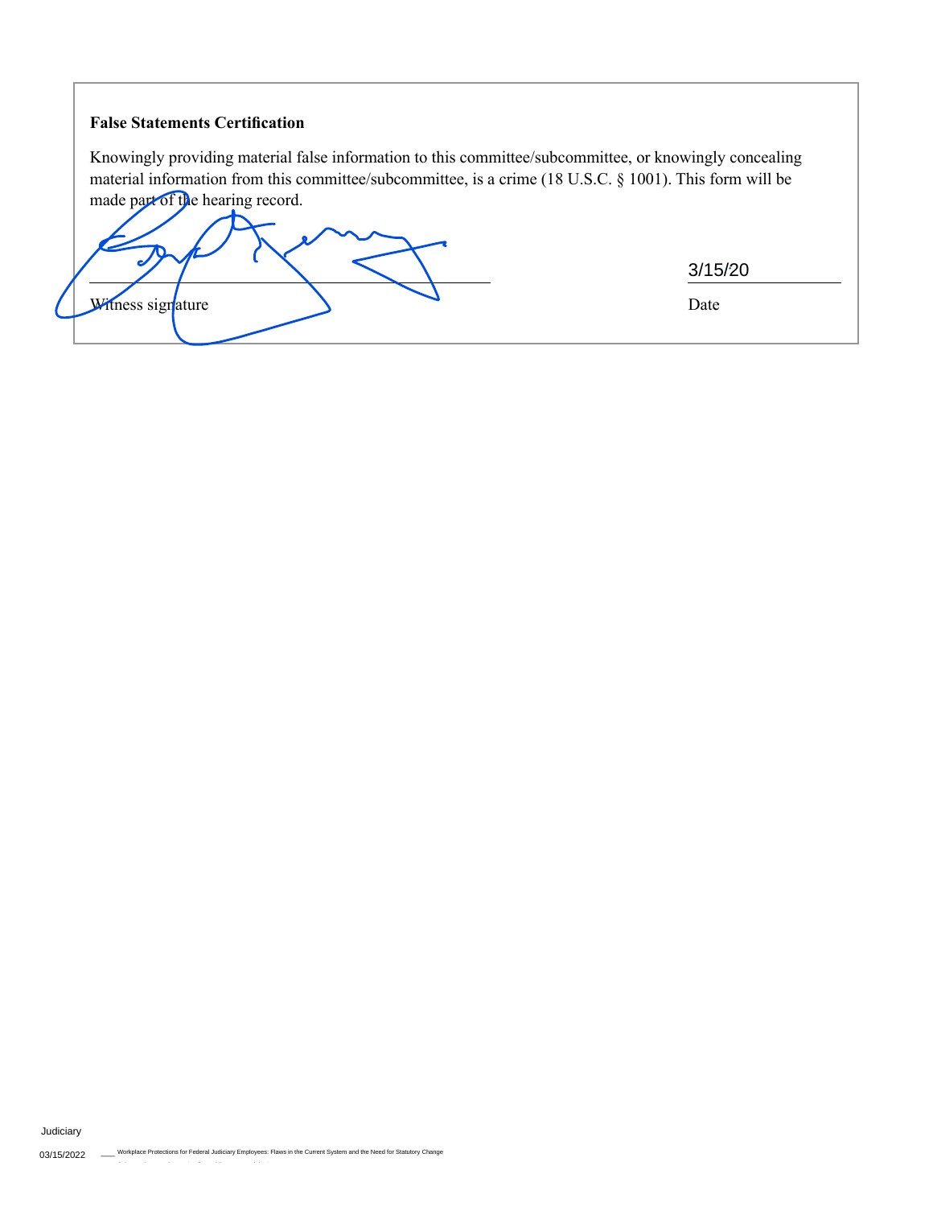**False Statements Certification**

Knowingly providing material false information to this committee/subcommittee, or knowingly concealing material information from this committee/subcommittee, is a crime (18 U.S.C. § 1001). This form will be made part of the hearing record.

| | |
|---|---|
| | 3/15/20 |
| Witness signature | Date |